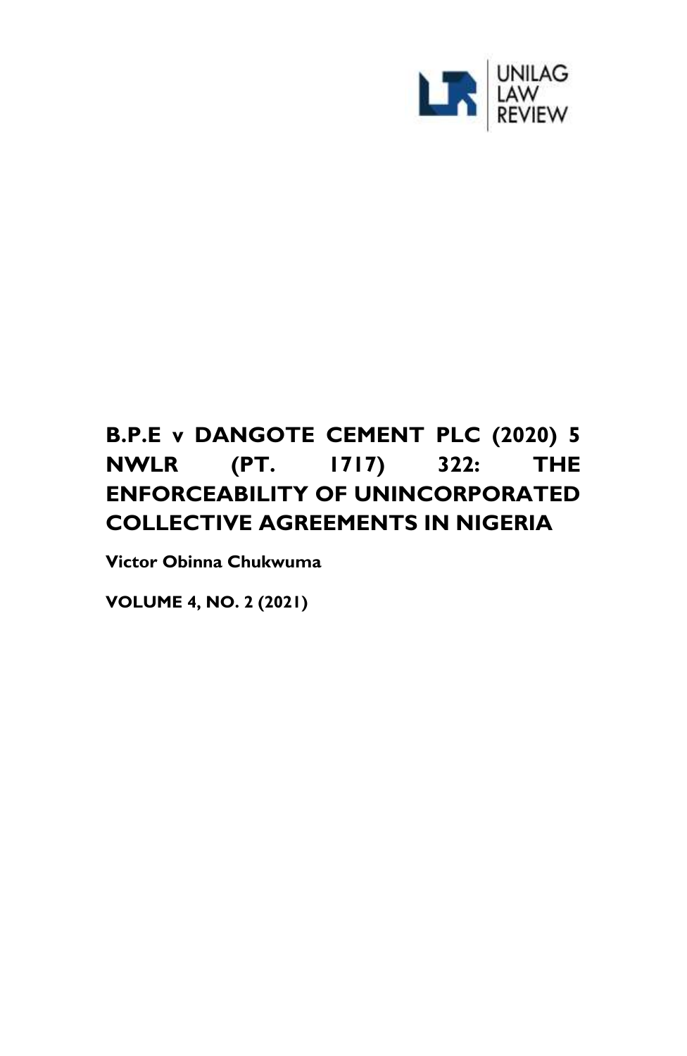UNILAG LAW REVIEW

# B.P.E v DANGOTE CEMENT PLC (2020) 5 NWLR (PT. 1717) 322: THE ENFORCEABILITY OF UNINCORPORATED COLLECTIVE AGREEMENTS IN NIGERIA

**Victor Obinna Chukwuma**

**VOLUME 4, NO. 2 (2021)**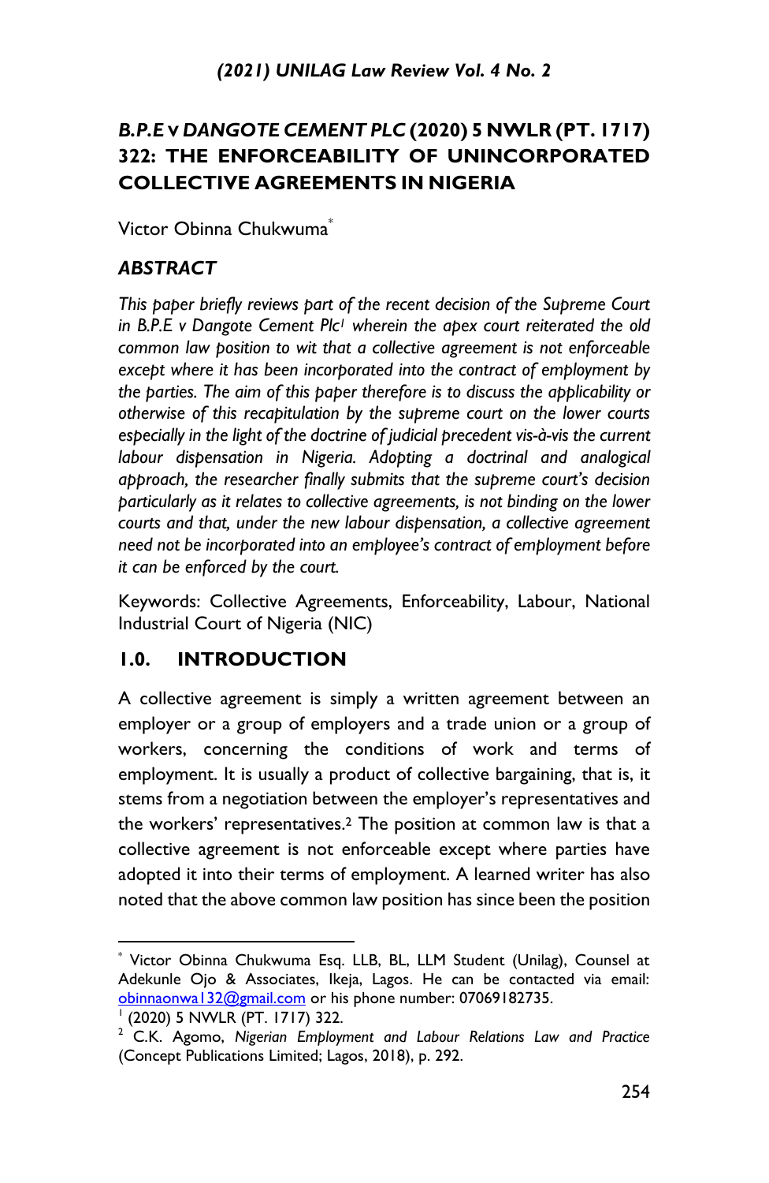## *B.P.E* v *DANGOTE CEMENT PLC* (2020) 5 NWLR (PT. 1717) 322: THE ENFORCEABILITY OF UNINCORPORATED COLLECTIVE AGREEMENTS IN NIGERIA

Victor Obinna Chukwuma[*]

### *ABSTRACT*

*This paper briefly reviews part of the recent decision of the Supreme Court in B.P.E v Dangote Cement Plc[1] wherein the apex court reiterated the old common law position to wit that a collective agreement is not enforceable except where it has been incorporated into the contract of employment by the parties. The aim of this paper therefore is to discuss the applicability or otherwise of this recapitulation by the supreme court on the lower courts especially in the light of the doctrine of judicial precedent vis-à-vis the current labour dispensation in Nigeria. Adopting a doctrinal and analogical approach, the researcher finally submits that the supreme court's decision particularly as it relates to collective agreements, is not binding on the lower courts and that, under the new labour dispensation, a collective agreement need not be incorporated into an employee's contract of employment before it can be enforced by the court.*

Keywords: Collective Agreements, Enforceability, Labour, National Industrial Court of Nigeria (NIC)

### 1.0. INTRODUCTION

A collective agreement is simply a written agreement between an employer or a group of employers and a trade union or a group of workers, concerning the conditions of work and terms of employment. It is usually a product of collective bargaining, that is, it stems from a negotiation between the employer's representatives and the workers' representatives.[2] The position at common law is that a collective agreement is not enforceable except where parties have adopted it into their terms of employment. A learned writer has also noted that the above common law position has since been the position

---

[*] Victor Obinna Chukwuma Esq. LLB, BL, LLM Student (Unilag), Counsel at Adekunle Ojo & Associates, Ikeja, Lagos. He can be contacted via email: obinnaonwa132@gmail.com or his phone number: 07069182735.

[1] (2020) 5 NWLR (PT. 1717) 322.

[2] C.K. Agomo, *Nigerian Employment and Labour Relations Law and Practice* (Concept Publications Limited; Lagos, 2018), p. 292.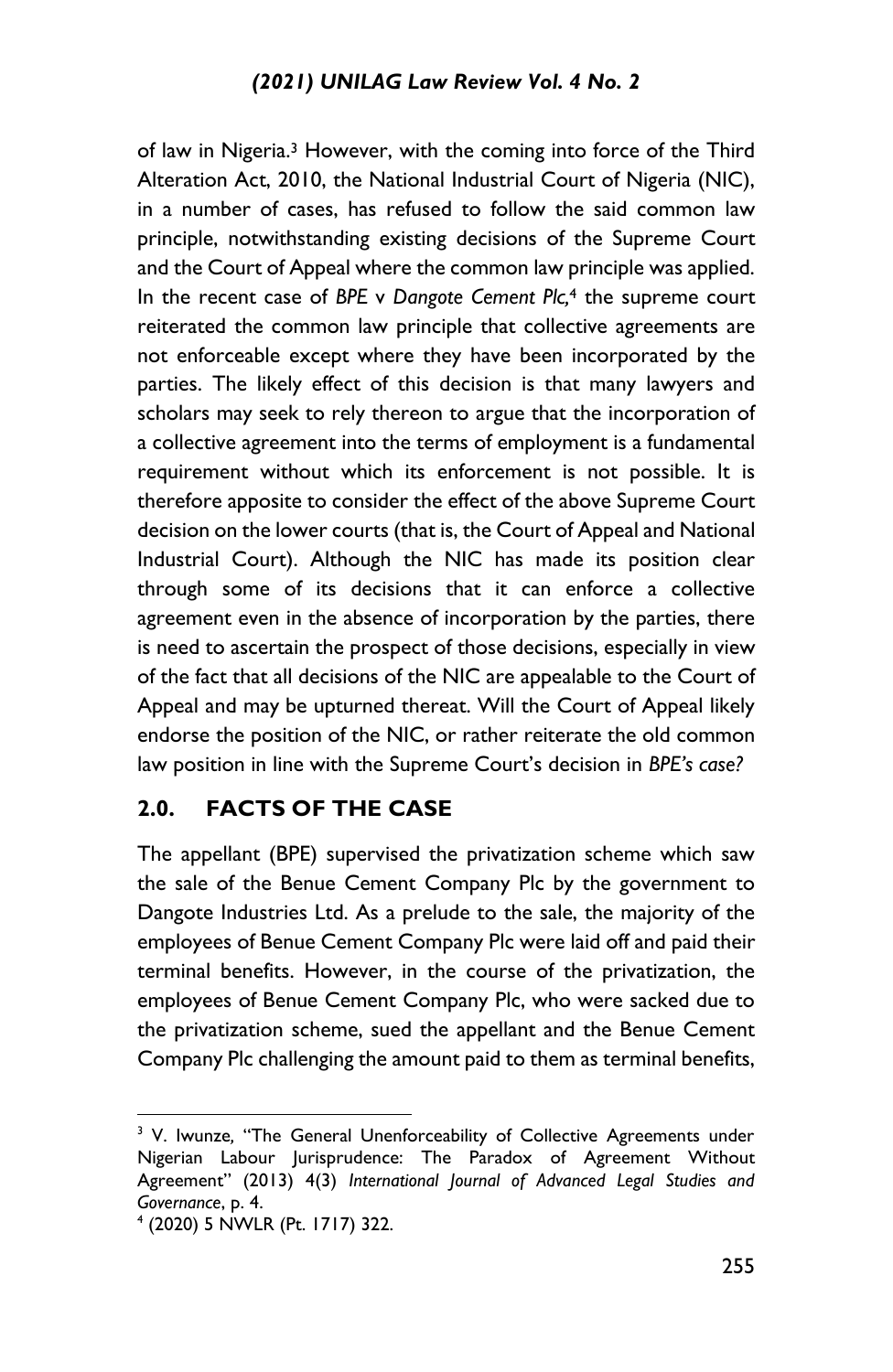of law in Nigeria.[3] However, with the coming into force of the Third Alteration Act, 2010, the National Industrial Court of Nigeria (NIC), in a number of cases, has refused to follow the said common law principle, notwithstanding existing decisions of the Supreme Court and the Court of Appeal where the common law principle was applied. In the recent case of *BPE* v *Dangote Cement Plc,*[4] the supreme court reiterated the common law principle that collective agreements are not enforceable except where they have been incorporated by the parties. The likely effect of this decision is that many lawyers and scholars may seek to rely thereon to argue that the incorporation of a collective agreement into the terms of employment is a fundamental requirement without which its enforcement is not possible. It is therefore apposite to consider the effect of the above Supreme Court decision on the lower courts (that is, the Court of Appeal and National Industrial Court). Although the NIC has made its position clear through some of its decisions that it can enforce a collective agreement even in the absence of incorporation by the parties, there is need to ascertain the prospect of those decisions, especially in view of the fact that all decisions of the NIC are appealable to the Court of Appeal and may be upturned thereat. Will the Court of Appeal likely endorse the position of the NIC, or rather reiterate the old common law position in line with the Supreme Court's decision in *BPE's case?*

## 2.0. FACTS OF THE CASE

The appellant (BPE) supervised the privatization scheme which saw the sale of the Benue Cement Company Plc by the government to Dangote Industries Ltd. As a prelude to the sale, the majority of the employees of Benue Cement Company Plc were laid off and paid their terminal benefits. However, in the course of the privatization, the employees of Benue Cement Company Plc, who were sacked due to the privatization scheme, sued the appellant and the Benue Cement Company Plc challenging the amount paid to them as terminal benefits,

---

[3] V. Iwunze, "The General Unenforceability of Collective Agreements under Nigerian Labour Jurisprudence: The Paradox of Agreement Without Agreement" (2013) 4(3) *International Journal of Advanced Legal Studies and Governance*, p. 4.

[4] (2020) 5 NWLR (Pt. 1717) 322.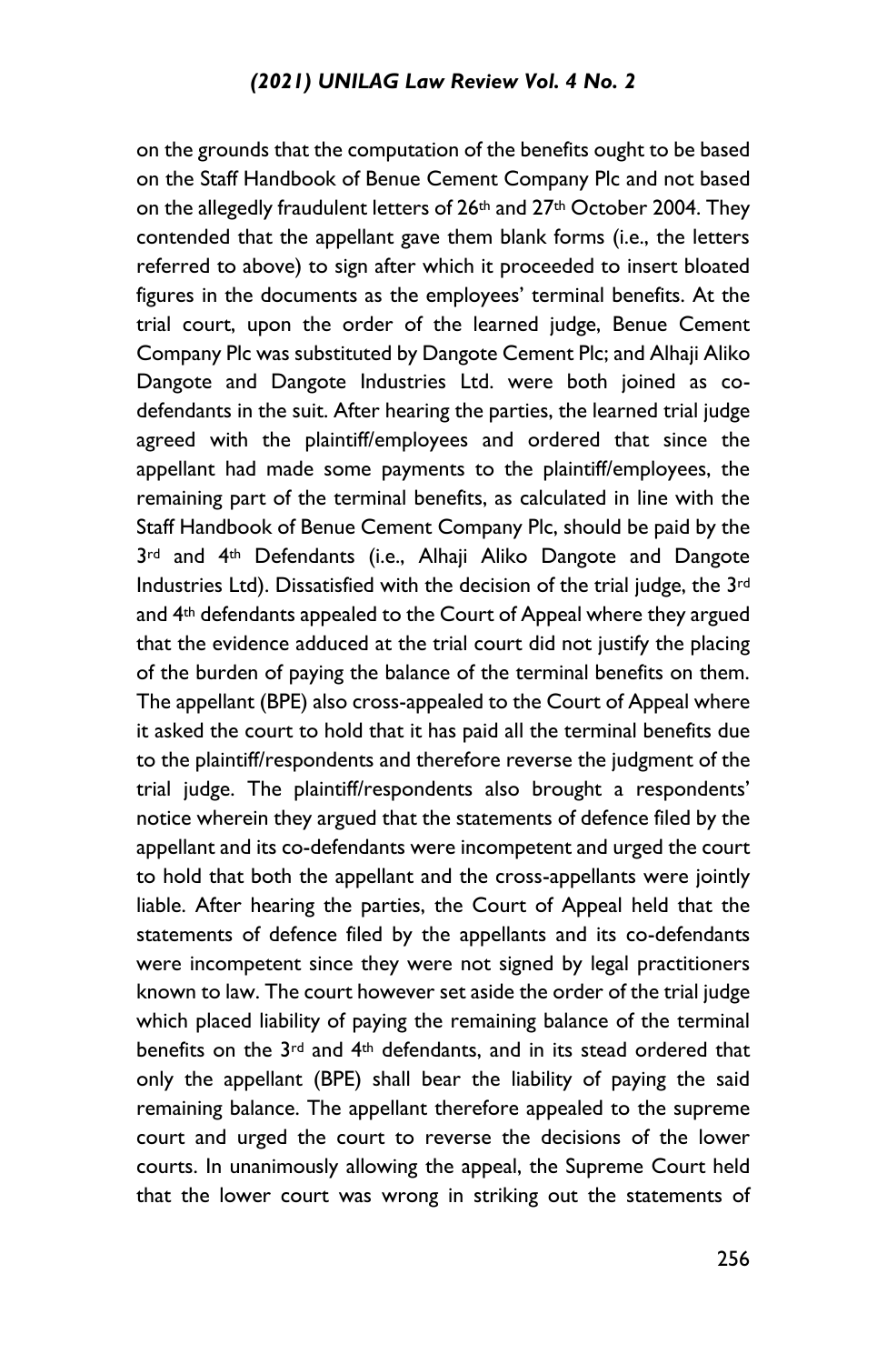on the grounds that the computation of the benefits ought to be based on the Staff Handbook of Benue Cement Company Plc and not based on the allegedly fraudulent letters of 26th and 27th October 2004. They contended that the appellant gave them blank forms (i.e., the letters referred to above) to sign after which it proceeded to insert bloated figures in the documents as the employees' terminal benefits. At the trial court, upon the order of the learned judge, Benue Cement Company Plc was substituted by Dangote Cement Plc; and Alhaji Aliko Dangote and Dangote Industries Ltd. were both joined as co-defendants in the suit. After hearing the parties, the learned trial judge agreed with the plaintiff/employees and ordered that since the appellant had made some payments to the plaintiff/employees, the remaining part of the terminal benefits, as calculated in line with the Staff Handbook of Benue Cement Company Plc, should be paid by the 3rd and 4th Defendants (i.e., Alhaji Aliko Dangote and Dangote Industries Ltd). Dissatisfied with the decision of the trial judge, the 3rd and 4th defendants appealed to the Court of Appeal where they argued that the evidence adduced at the trial court did not justify the placing of the burden of paying the balance of the terminal benefits on them. The appellant (BPE) also cross-appealed to the Court of Appeal where it asked the court to hold that it has paid all the terminal benefits due to the plaintiff/respondents and therefore reverse the judgment of the trial judge. The plaintiff/respondents also brought a respondents' notice wherein they argued that the statements of defence filed by the appellant and its co-defendants were incompetent and urged the court to hold that both the appellant and the cross-appellants were jointly liable. After hearing the parties, the Court of Appeal held that the statements of defence filed by the appellants and its co-defendants were incompetent since they were not signed by legal practitioners known to law. The court however set aside the order of the trial judge which placed liability of paying the remaining balance of the terminal benefits on the 3rd and 4th defendants, and in its stead ordered that only the appellant (BPE) shall bear the liability of paying the said remaining balance. The appellant therefore appealed to the supreme court and urged the court to reverse the decisions of the lower courts. In unanimously allowing the appeal, the Supreme Court held that the lower court was wrong in striking out the statements of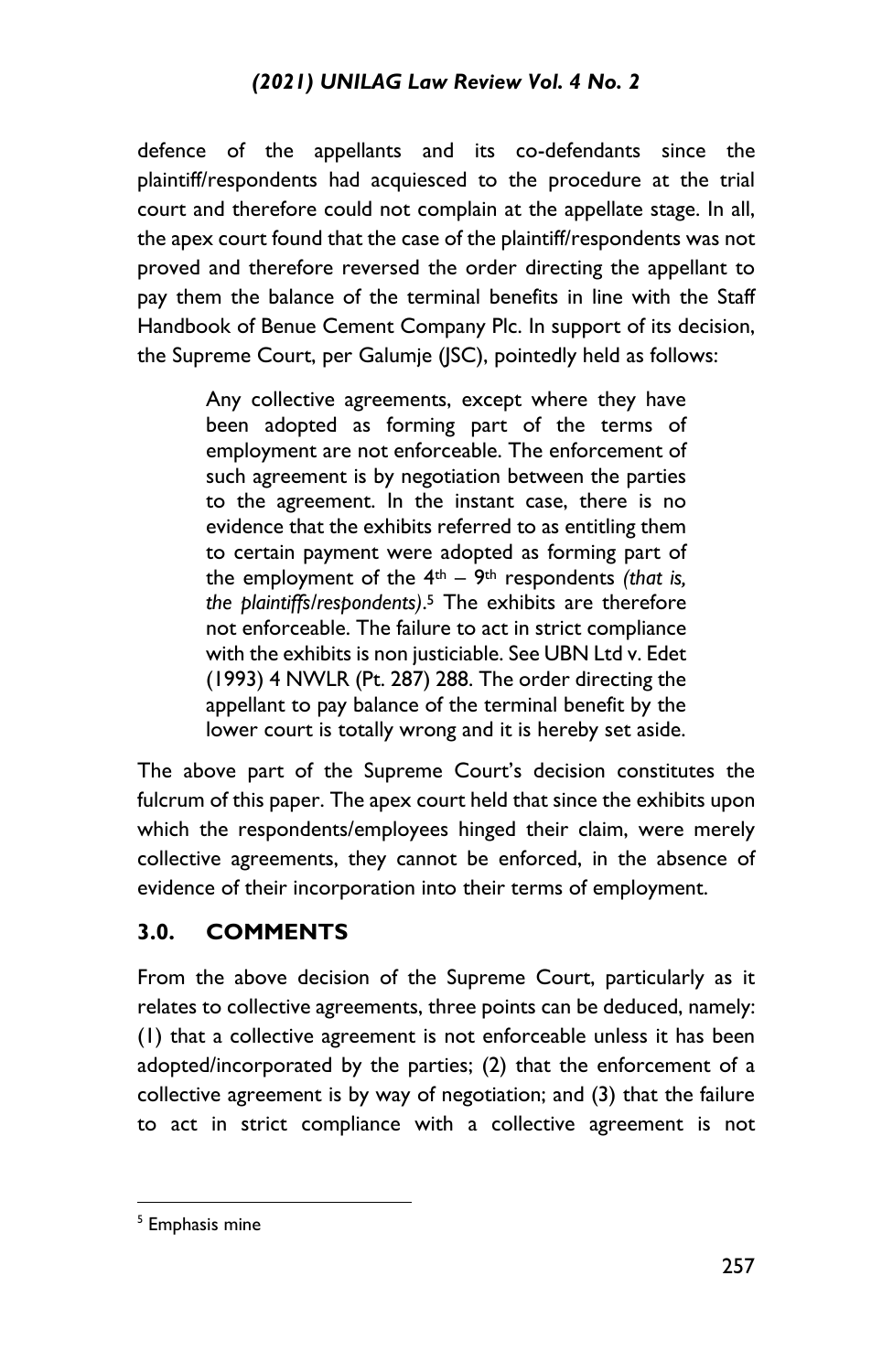defence of the appellants and its co-defendants since the plaintiff/respondents had acquiesced to the procedure at the trial court and therefore could not complain at the appellate stage. In all, the apex court found that the case of the plaintiff/respondents was not proved and therefore reversed the order directing the appellant to pay them the balance of the terminal benefits in line with the Staff Handbook of Benue Cement Company Plc. In support of its decision, the Supreme Court, per Galumje (JSC), pointedly held as follows:

> Any collective agreements, except where they have been adopted as forming part of the terms of employment are not enforceable. The enforcement of such agreement is by negotiation between the parties to the agreement. In the instant case, there is no evidence that the exhibits referred to as entitling them to certain payment were adopted as forming part of the employment of the 4th – 9th respondents *(that is, the plaintiffs/respondents)*.[5] The exhibits are therefore not enforceable. The failure to act in strict compliance with the exhibits is non justiciable. See UBN Ltd v. Edet (1993) 4 NWLR (Pt. 287) 288. The order directing the appellant to pay balance of the terminal benefit by the lower court is totally wrong and it is hereby set aside.

The above part of the Supreme Court's decision constitutes the fulcrum of this paper. The apex court held that since the exhibits upon which the respondents/employees hinged their claim, were merely collective agreements, they cannot be enforced, in the absence of evidence of their incorporation into their terms of employment.

## 3.0. COMMENTS

From the above decision of the Supreme Court, particularly as it relates to collective agreements, three points can be deduced, namely: (1) that a collective agreement is not enforceable unless it has been adopted/incorporated by the parties; (2) that the enforcement of a collective agreement is by way of negotiation; and (3) that the failure to act in strict compliance with a collective agreement is not

---

[5] Emphasis mine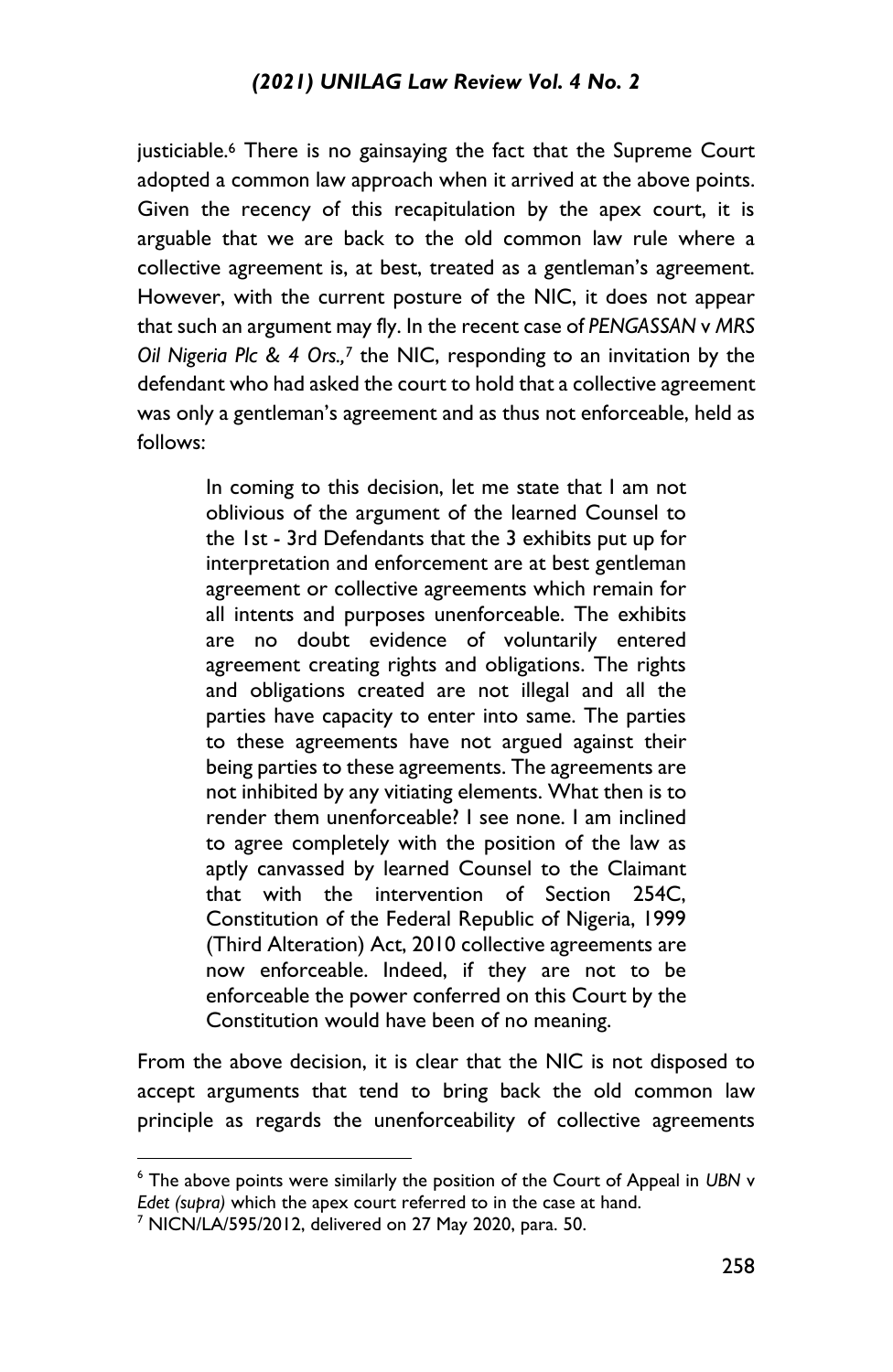justiciable.[6] There is no gainsaying the fact that the Supreme Court adopted a common law approach when it arrived at the above points. Given the recency of this recapitulation by the apex court, it is arguable that we are back to the old common law rule where a collective agreement is, at best, treated as a gentleman's agreement. However, with the current posture of the NIC, it does not appear that such an argument may fly. In the recent case of *PENGASSAN* v *MRS Oil Nigeria Plc & 4 Ors.*,[7] the NIC, responding to an invitation by the defendant who had asked the court to hold that a collective agreement was only a gentleman's agreement and as thus not enforceable, held as follows:

> In coming to this decision, let me state that I am not oblivious of the argument of the learned Counsel to the 1st - 3rd Defendants that the 3 exhibits put up for interpretation and enforcement are at best gentleman agreement or collective agreements which remain for all intents and purposes unenforceable. The exhibits are no doubt evidence of voluntarily entered agreement creating rights and obligations. The rights and obligations created are not illegal and all the parties have capacity to enter into same. The parties to these agreements have not argued against their being parties to these agreements. The agreements are not inhibited by any vitiating elements. What then is to render them unenforceable? I see none. I am inclined to agree completely with the position of the law as aptly canvassed by learned Counsel to the Claimant that with the intervention of Section 254C, Constitution of the Federal Republic of Nigeria, 1999 (Third Alteration) Act, 2010 collective agreements are now enforceable. Indeed, if they are not to be enforceable the power conferred on this Court by the Constitution would have been of no meaning.

From the above decision, it is clear that the NIC is not disposed to accept arguments that tend to bring back the old common law principle as regards the unenforceability of collective agreements

---

[6] The above points were similarly the position of the Court of Appeal in *UBN* v *Edet (supra)* which the apex court referred to in the case at hand.

[7] NICN/LA/595/2012, delivered on 27 May 2020, para. 50.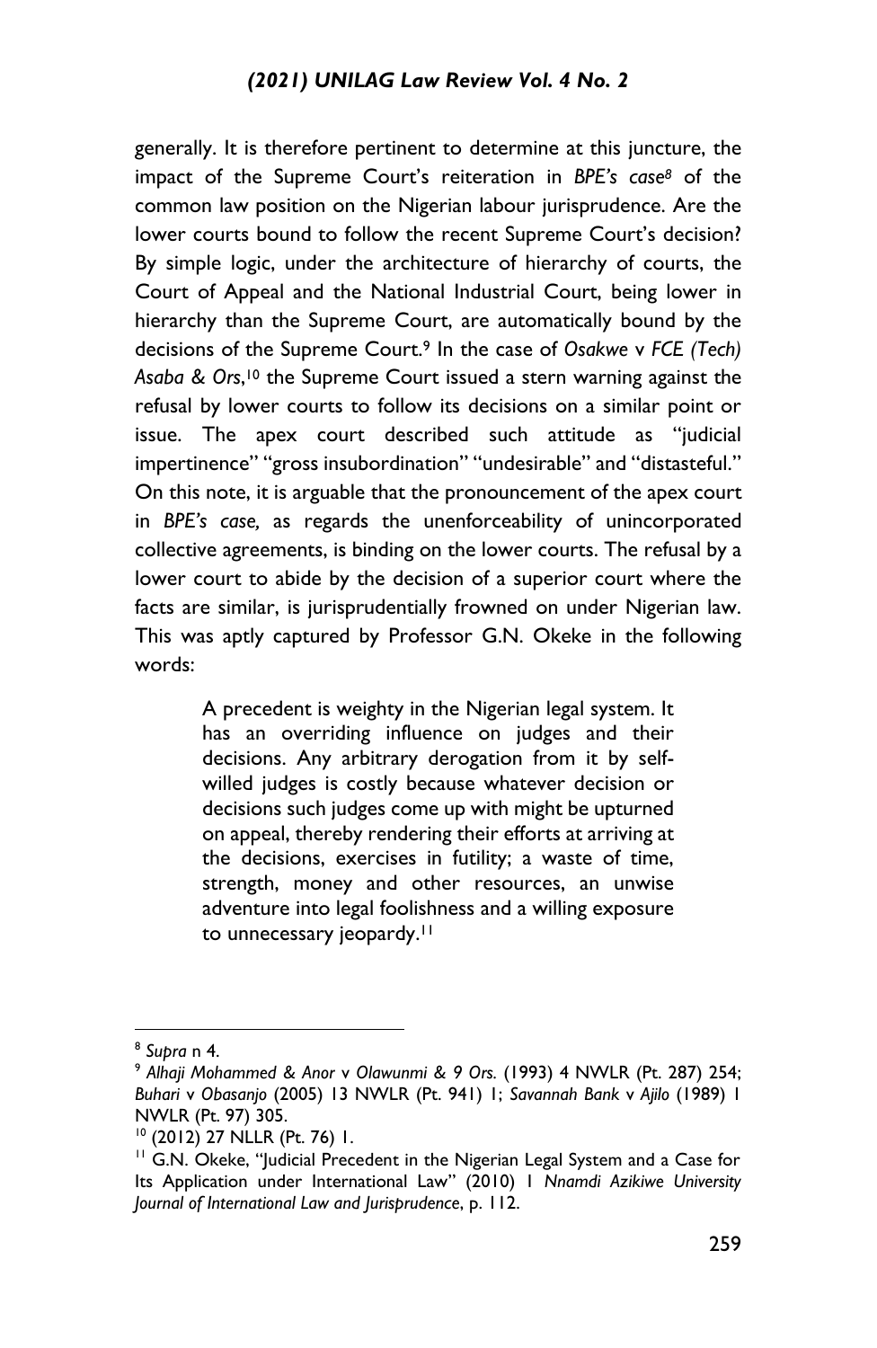generally. It is therefore pertinent to determine at this juncture, the impact of the Supreme Court's reiteration in *BPE's case*[8] of the common law position on the Nigerian labour jurisprudence. Are the lower courts bound to follow the recent Supreme Court's decision? By simple logic, under the architecture of hierarchy of courts, the Court of Appeal and the National Industrial Court, being lower in hierarchy than the Supreme Court, are automatically bound by the decisions of the Supreme Court.[9] In the case of *Osakwe* v *FCE (Tech) Asaba & Ors*,[10] the Supreme Court issued a stern warning against the refusal by lower courts to follow its decisions on a similar point or issue. The apex court described such attitude as "judicial impertinence" "gross insubordination" "undesirable" and "distasteful." On this note, it is arguable that the pronouncement of the apex court in *BPE's case,* as regards the unenforceability of unincorporated collective agreements, is binding on the lower courts. The refusal by a lower court to abide by the decision of a superior court where the facts are similar, is jurisprudentially frowned on under Nigerian law. This was aptly captured by Professor G.N. Okeke in the following words:

> A precedent is weighty in the Nigerian legal system. It has an overriding influence on judges and their decisions. Any arbitrary derogation from it by self-willed judges is costly because whatever decision or decisions such judges come up with might be upturned on appeal, thereby rendering their efforts at arriving at the decisions, exercises in futility; a waste of time, strength, money and other resources, an unwise adventure into legal foolishness and a willing exposure to unnecessary jeopardy.[11]

---

[8] *Supra* n 4.

[9] *Alhaji Mohammed & Anor* v *Olawunmi & 9 Ors.* (1993) 4 NWLR (Pt. 287) 254; *Buhari* v *Obasanjo* (2005) 13 NWLR (Pt. 941) 1; *Savannah Bank* v *Ajilo* (1989) 1 NWLR (Pt. 97) 305.

[10] (2012) 27 NLLR (Pt. 76) 1.

[11] G.N. Okeke, "Judicial Precedent in the Nigerian Legal System and a Case for Its Application under International Law" (2010) 1 *Nnamdi Azikiwe University Journal of International Law and Jurisprudence*, p. 112.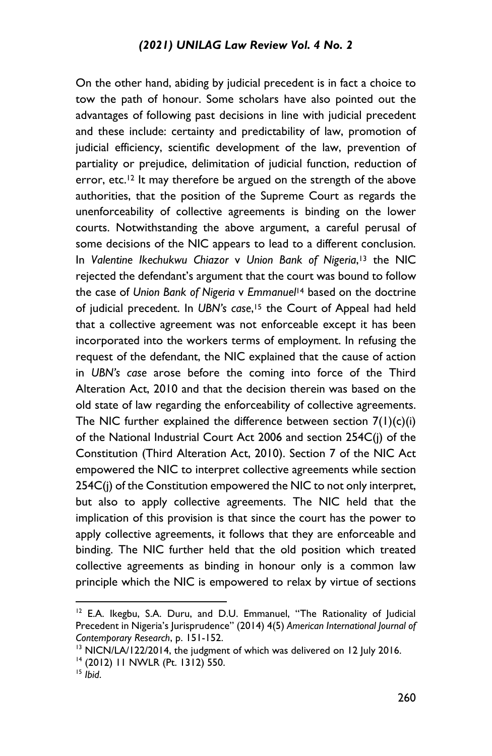On the other hand, abiding by judicial precedent is in fact a choice to tow the path of honour. Some scholars have also pointed out the advantages of following past decisions in line with judicial precedent and these include: certainty and predictability of law, promotion of judicial efficiency, scientific development of the law, prevention of partiality or prejudice, delimitation of judicial function, reduction of error, etc.[12] It may therefore be argued on the strength of the above authorities, that the position of the Supreme Court as regards the unenforceability of collective agreements is binding on the lower courts. Notwithstanding the above argument, a careful perusal of some decisions of the NIC appears to lead to a different conclusion. In *Valentine Ikechukwu Chiazor* v *Union Bank of Nigeria*,[13] the NIC rejected the defendant's argument that the court was bound to follow the case of *Union Bank of Nigeria* v *Emmanuel*[14] based on the doctrine of judicial precedent. In *UBN's case*,[15] the Court of Appeal had held that a collective agreement was not enforceable except it has been incorporated into the workers terms of employment. In refusing the request of the defendant, the NIC explained that the cause of action in *UBN's case* arose before the coming into force of the Third Alteration Act, 2010 and that the decision therein was based on the old state of law regarding the enforceability of collective agreements. The NIC further explained the difference between section 7(1)(c)(i) of the National Industrial Court Act 2006 and section 254C(j) of the Constitution (Third Alteration Act, 2010). Section 7 of the NIC Act empowered the NIC to interpret collective agreements while section 254C(j) of the Constitution empowered the NIC to not only interpret, but also to apply collective agreements. The NIC held that the implication of this provision is that since the court has the power to apply collective agreements, it follows that they are enforceable and binding. The NIC further held that the old position which treated collective agreements as binding in honour only is a common law principle which the NIC is empowered to relax by virtue of sections

---

[12] E.A. Ikegbu, S.A. Duru, and D.U. Emmanuel, "The Rationality of Judicial Precedent in Nigeria's Jurisprudence" (2014) 4(5) *American International Journal of Contemporary Research*, p. 151-152.

[13] NICN/LA/122/2014, the judgment of which was delivered on 12 July 2016.

[14] (2012) 11 NWLR (Pt. 1312) 550.

[15] *Ibid*.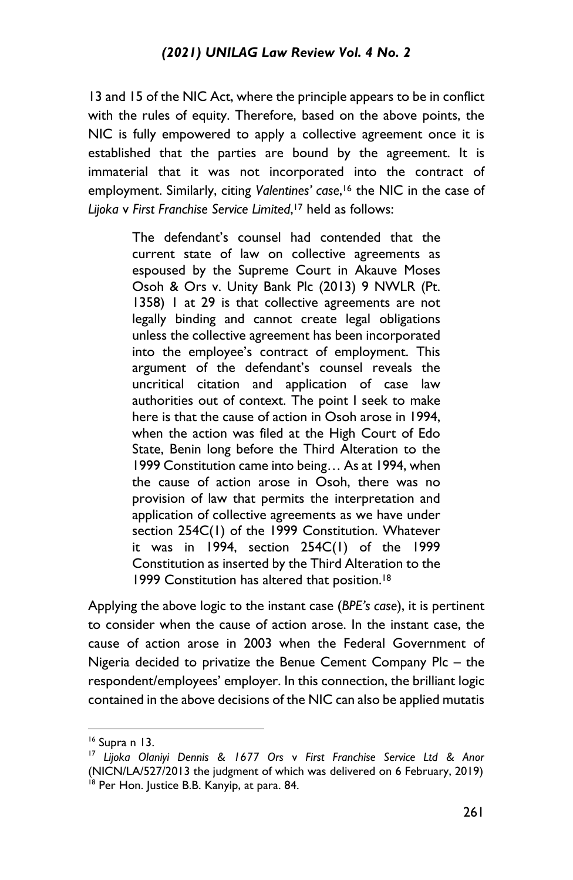13 and 15 of the NIC Act, where the principle appears to be in conflict with the rules of equity. Therefore, based on the above points, the NIC is fully empowered to apply a collective agreement once it is established that the parties are bound by the agreement. It is immaterial that it was not incorporated into the contract of employment. Similarly, citing *Valentines' case*,[16] the NIC in the case of *Lijoka* v *First Franchise Service Limited*,[17] held as follows:

> The defendant's counsel had contended that the current state of law on collective agreements as espoused by the Supreme Court in Akauve Moses Osoh & Ors v. Unity Bank Plc (2013) 9 NWLR (Pt. 1358) 1 at 29 is that collective agreements are not legally binding and cannot create legal obligations unless the collective agreement has been incorporated into the employee's contract of employment. This argument of the defendant's counsel reveals the uncritical citation and application of case law authorities out of context. The point I seek to make here is that the cause of action in Osoh arose in 1994, when the action was filed at the High Court of Edo State, Benin long before the Third Alteration to the 1999 Constitution came into being… As at 1994, when the cause of action arose in Osoh, there was no provision of law that permits the interpretation and application of collective agreements as we have under section 254C(1) of the 1999 Constitution. Whatever it was in 1994, section 254C(1) of the 1999 Constitution as inserted by the Third Alteration to the 1999 Constitution has altered that position.[18]

Applying the above logic to the instant case (*BPE's case*), it is pertinent to consider when the cause of action arose. In the instant case, the cause of action arose in 2003 when the Federal Government of Nigeria decided to privatize the Benue Cement Company Plc – the respondent/employees' employer. In this connection, the brilliant logic contained in the above decisions of the NIC can also be applied mutatis

---

[16] Supra n 13.

[17] *Lijoka Olaniyi Dennis & 1677 Ors* v *First Franchise Service Ltd & Anor* (NICN/LA/527/2013 the judgment of which was delivered on 6 February, 2019)

[18] Per Hon. Justice B.B. Kanyip, at para. 84.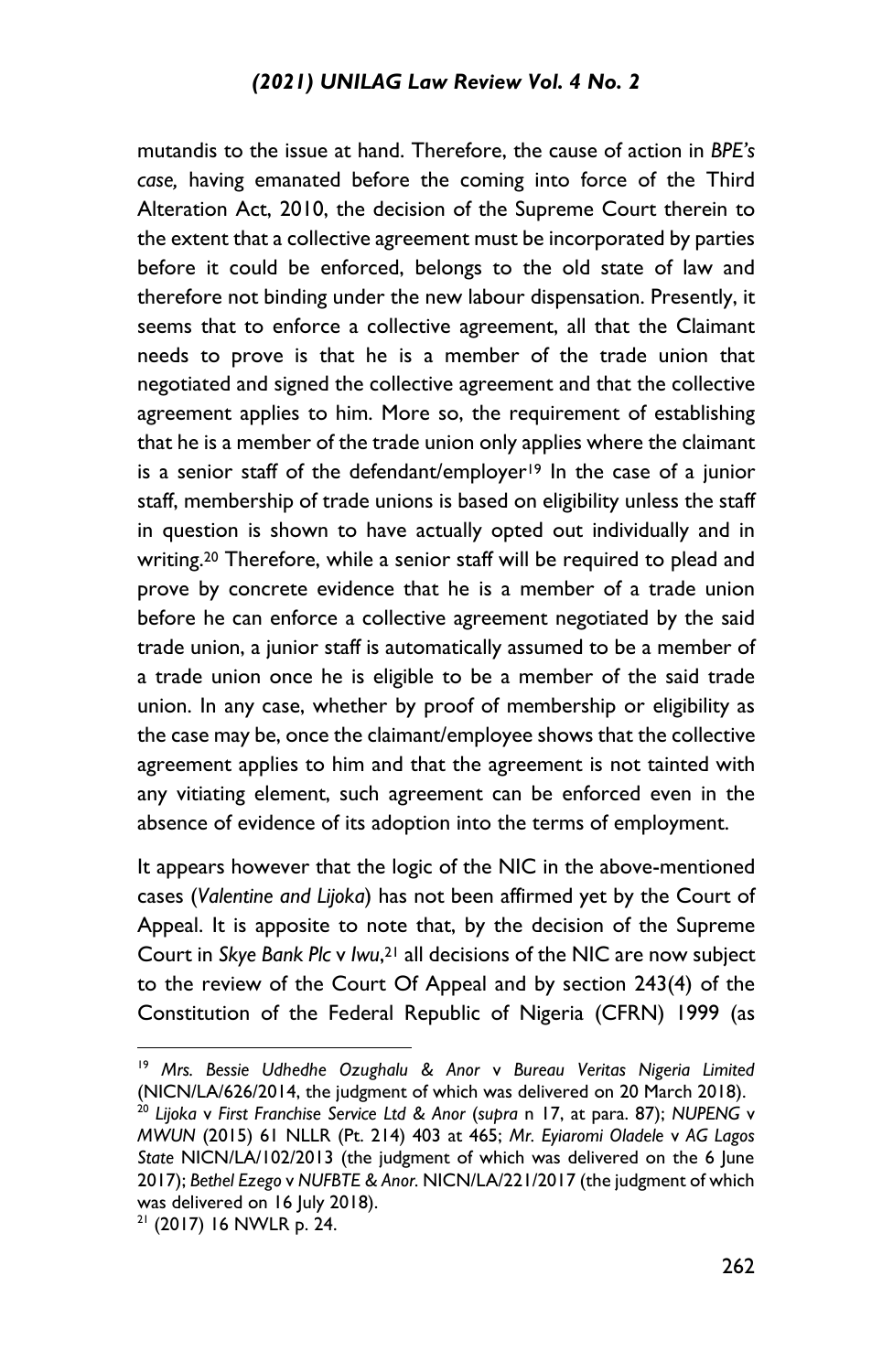mutandis to the issue at hand. Therefore, the cause of action in *BPE's case,* having emanated before the coming into force of the Third Alteration Act, 2010, the decision of the Supreme Court therein to the extent that a collective agreement must be incorporated by parties before it could be enforced, belongs to the old state of law and therefore not binding under the new labour dispensation. Presently, it seems that to enforce a collective agreement, all that the Claimant needs to prove is that he is a member of the trade union that negotiated and signed the collective agreement and that the collective agreement applies to him. More so, the requirement of establishing that he is a member of the trade union only applies where the claimant is a senior staff of the defendant/employer[19] In the case of a junior staff, membership of trade unions is based on eligibility unless the staff in question is shown to have actually opted out individually and in writing.[20] Therefore, while a senior staff will be required to plead and prove by concrete evidence that he is a member of a trade union before he can enforce a collective agreement negotiated by the said trade union, a junior staff is automatically assumed to be a member of a trade union once he is eligible to be a member of the said trade union. In any case, whether by proof of membership or eligibility as the case may be, once the claimant/employee shows that the collective agreement applies to him and that the agreement is not tainted with any vitiating element, such agreement can be enforced even in the absence of evidence of its adoption into the terms of employment.

It appears however that the logic of the NIC in the above-mentioned cases (*Valentine and Lijoka*) has not been affirmed yet by the Court of Appeal. It is apposite to note that, by the decision of the Supreme Court in *Skye Bank Plc* v *Iwu*,[21] all decisions of the NIC are now subject to the review of the Court Of Appeal and by section 243(4) of the Constitution of the Federal Republic of Nigeria (CFRN) 1999 (as

---

[19] *Mrs. Bessie Udhedhe Ozughalu & Anor* v *Bureau Veritas Nigeria Limited* (NICN/LA/626/2014, the judgment of which was delivered on 20 March 2018).

[20] *Lijoka* v *First Franchise Service Ltd & Anor* (*supra* n 17, at para. 87); *NUPENG* v *MWUN* (2015) 61 NLLR (Pt. 214) 403 at 465; *Mr. Eyiaromi Oladele* v *AG Lagos State* NICN/LA/102/2013 (the judgment of which was delivered on the 6 June 2017); *Bethel Ezego* v *NUFBTE & Anor.* NICN/LA/221/2017 (the judgment of which was delivered on 16 July 2018).

[21] (2017) 16 NWLR p. 24.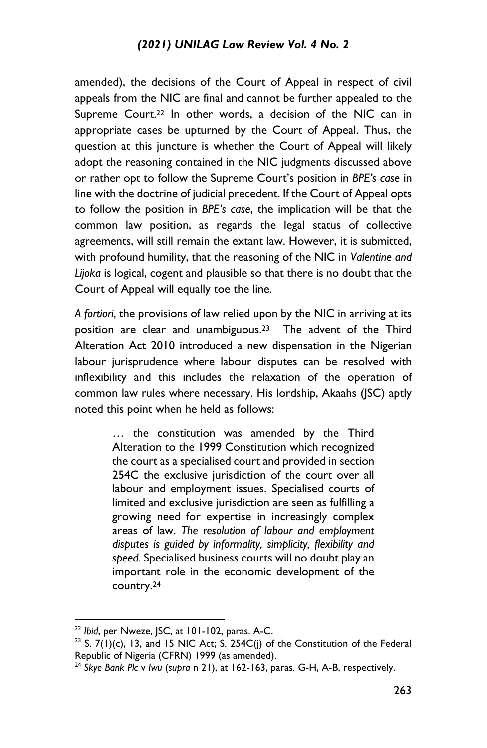amended), the decisions of the Court of Appeal in respect of civil appeals from the NIC are final and cannot be further appealed to the Supreme Court.[22] In other words, a decision of the NIC can in appropriate cases be upturned by the Court of Appeal. Thus, the question at this juncture is whether the Court of Appeal will likely adopt the reasoning contained in the NIC judgments discussed above or rather opt to follow the Supreme Court's position in *BPE's case* in line with the doctrine of judicial precedent. If the Court of Appeal opts to follow the position in *BPE's case*, the implication will be that the common law position, as regards the legal status of collective agreements, will still remain the extant law. However, it is submitted, with profound humility, that the reasoning of the NIC in *Valentine and Lijoka* is logical, cogent and plausible so that there is no doubt that the Court of Appeal will equally toe the line.

*A fortiori*, the provisions of law relied upon by the NIC in arriving at its position are clear and unambiguous.[23] The advent of the Third Alteration Act 2010 introduced a new dispensation in the Nigerian labour jurisprudence where labour disputes can be resolved with inflexibility and this includes the relaxation of the operation of common law rules where necessary. His lordship, Akaahs (JSC) aptly noted this point when he held as follows:

> … the constitution was amended by the Third Alteration to the 1999 Constitution which recognized the court as a specialised court and provided in section 254C the exclusive jurisdiction of the court over all labour and employment issues. Specialised courts of limited and exclusive jurisdiction are seen as fulfilling a growing need for expertise in increasingly complex areas of law. *The resolution of labour and employment disputes is guided by informality, simplicity, flexibility and speed.* Specialised business courts will no doubt play an important role in the economic development of the country.[24]

---

[22] *Ibid*, per Nweze, JSC, at 101-102, paras. A-C.

[23] S. 7(1)(c), 13, and 15 NIC Act; S. 254C(j) of the Constitution of the Federal Republic of Nigeria (CFRN) 1999 (as amended).

[24] *Skye Bank Plc* v *Iwu* (*supra* n 21), at 162-163, paras. G-H, A-B, respectively.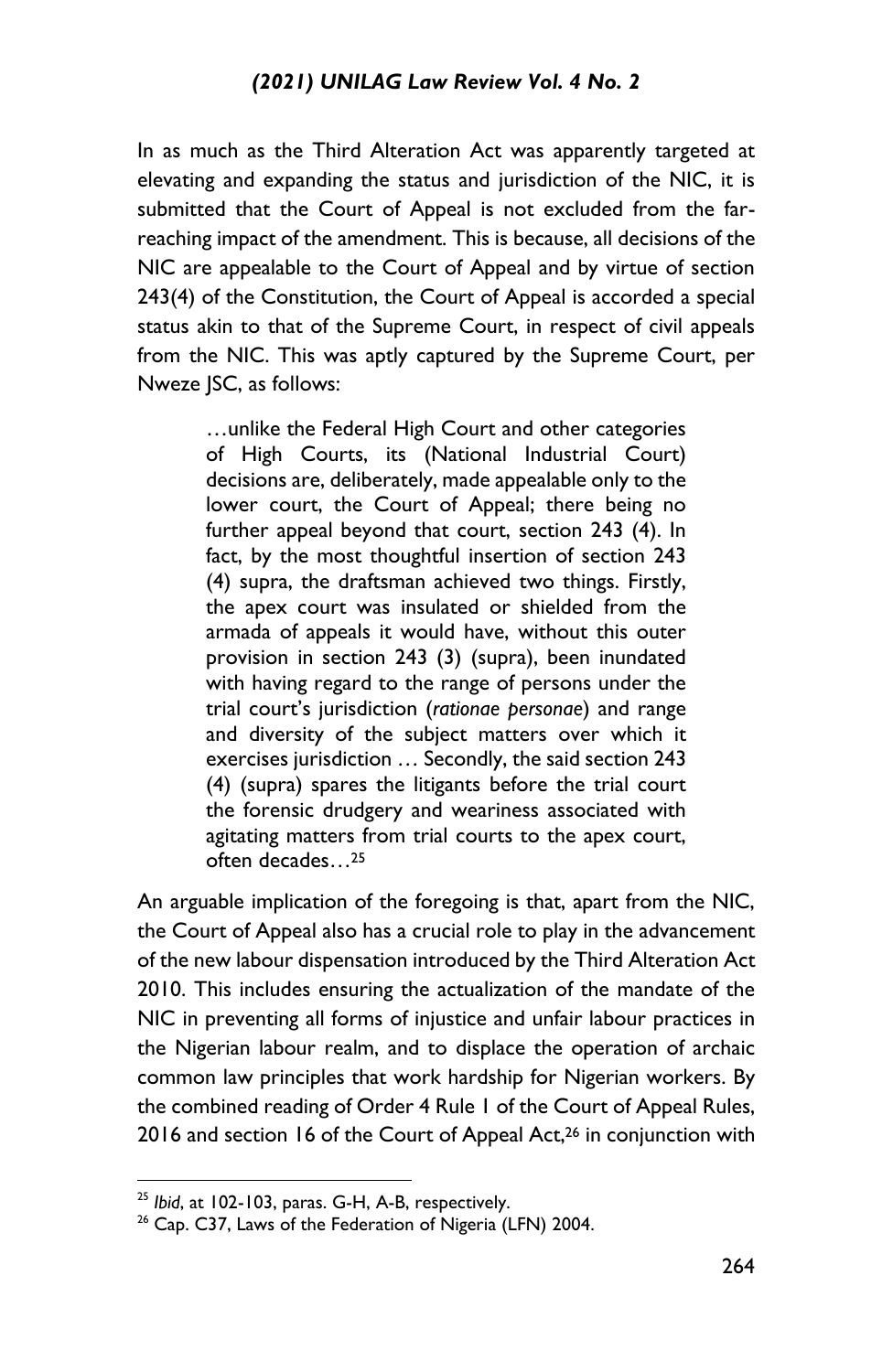In as much as the Third Alteration Act was apparently targeted at elevating and expanding the status and jurisdiction of the NIC, it is submitted that the Court of Appeal is not excluded from the far-reaching impact of the amendment. This is because, all decisions of the NIC are appealable to the Court of Appeal and by virtue of section 243(4) of the Constitution, the Court of Appeal is accorded a special status akin to that of the Supreme Court, in respect of civil appeals from the NIC. This was aptly captured by the Supreme Court, per Nweze JSC, as follows:

> …unlike the Federal High Court and other categories of High Courts, its (National Industrial Court) decisions are, deliberately, made appealable only to the lower court, the Court of Appeal; there being no further appeal beyond that court, section 243 (4). In fact, by the most thoughtful insertion of section 243 (4) supra, the draftsman achieved two things. Firstly, the apex court was insulated or shielded from the armada of appeals it would have, without this outer provision in section 243 (3) (supra), been inundated with having regard to the range of persons under the trial court's jurisdiction (*rationae personae*) and range and diversity of the subject matters over which it exercises jurisdiction … Secondly, the said section 243 (4) (supra) spares the litigants before the trial court the forensic drudgery and weariness associated with agitating matters from trial courts to the apex court, often decades…[25]

An arguable implication of the foregoing is that, apart from the NIC, the Court of Appeal also has a crucial role to play in the advancement of the new labour dispensation introduced by the Third Alteration Act 2010. This includes ensuring the actualization of the mandate of the NIC in preventing all forms of injustice and unfair labour practices in the Nigerian labour realm, and to displace the operation of archaic common law principles that work hardship for Nigerian workers. By the combined reading of Order 4 Rule 1 of the Court of Appeal Rules, 2016 and section 16 of the Court of Appeal Act,[26] in conjunction with

---

[25] *Ibid*, at 102-103, paras. G-H, A-B, respectively.

[26] Cap. C37, Laws of the Federation of Nigeria (LFN) 2004.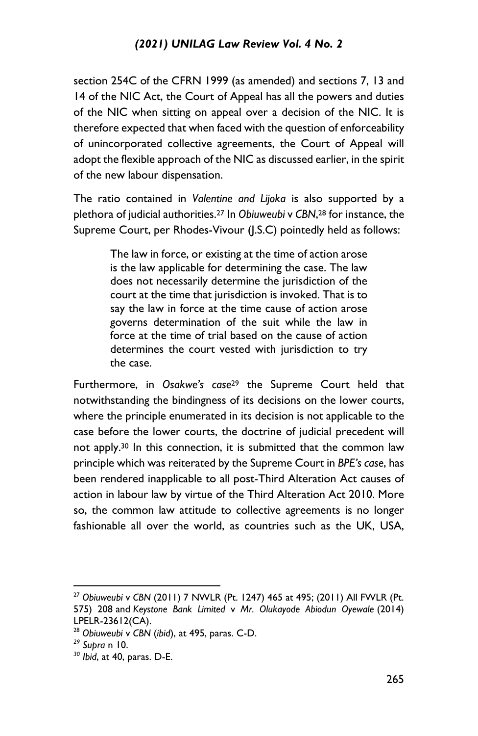section 254C of the CFRN 1999 (as amended) and sections 7, 13 and 14 of the NIC Act, the Court of Appeal has all the powers and duties of the NIC when sitting on appeal over a decision of the NIC. It is therefore expected that when faced with the question of enforceability of unincorporated collective agreements, the Court of Appeal will adopt the flexible approach of the NIC as discussed earlier, in the spirit of the new labour dispensation.

The ratio contained in *Valentine and Lijoka* is also supported by a plethora of judicial authorities.[27] In *Obiuweubi* v *CBN*,[28] for instance, the Supreme Court, per Rhodes-Vivour (J.S.C) pointedly held as follows:

> The law in force, or existing at the time of action arose is the law applicable for determining the case. The law does not necessarily determine the jurisdiction of the court at the time that jurisdiction is invoked. That is to say the law in force at the time cause of action arose governs determination of the suit while the law in force at the time of trial based on the cause of action determines the court vested with jurisdiction to try the case.

Furthermore, in *Osakwe's case*[29] the Supreme Court held that notwithstanding the bindingness of its decisions on the lower courts, where the principle enumerated in its decision is not applicable to the case before the lower courts, the doctrine of judicial precedent will not apply.[30] In this connection, it is submitted that the common law principle which was reiterated by the Supreme Court in *BPE's case*, has been rendered inapplicable to all post-Third Alteration Act causes of action in labour law by virtue of the Third Alteration Act 2010. More so, the common law attitude to collective agreements is no longer fashionable all over the world, as countries such as the UK, USA,

---

[27] *Obiuweubi* v *CBN* (2011) 7 NWLR (Pt. 1247) 465 at 495; (2011) All FWLR (Pt. 575) 208 and *Keystone Bank Limited* v *Mr. Olukayode Abiodun Oyewale* (2014) LPELR-23612(CA).

[28] *Obiuweubi* v *CBN* (*ibid*), at 495, paras. C-D.

[29] *Supra* n 10.

[30] *Ibid*, at 40, paras. D-E.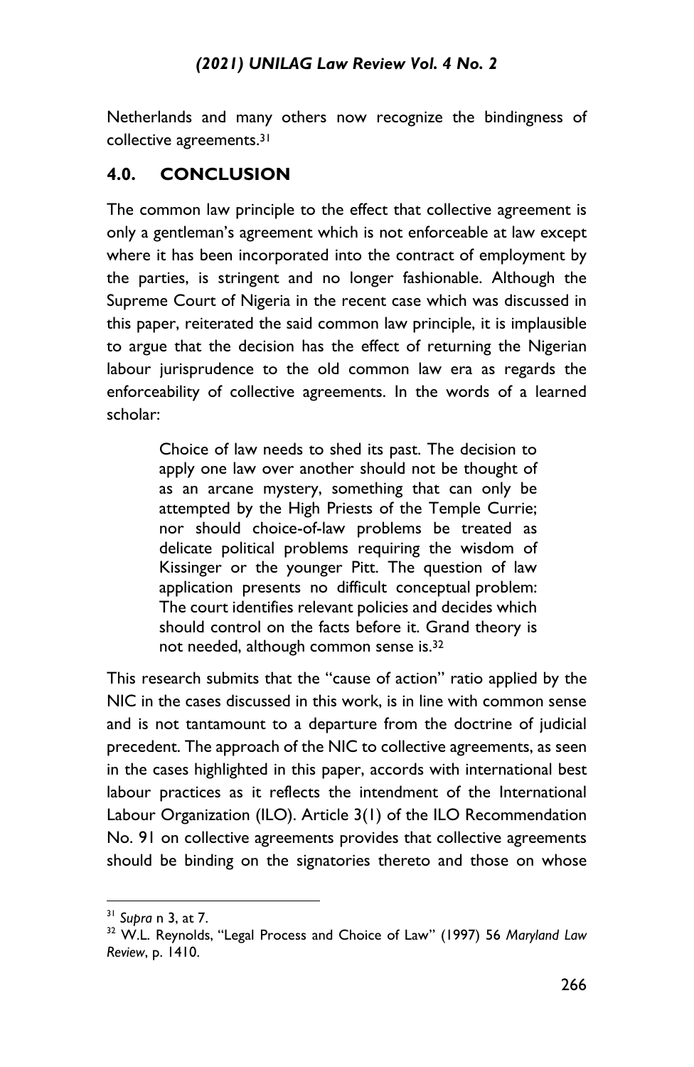Netherlands and many others now recognize the bindingness of collective agreements.[31]

## 4.0. CONCLUSION

The common law principle to the effect that collective agreement is only a gentleman's agreement which is not enforceable at law except where it has been incorporated into the contract of employment by the parties, is stringent and no longer fashionable. Although the Supreme Court of Nigeria in the recent case which was discussed in this paper, reiterated the said common law principle, it is implausible to argue that the decision has the effect of returning the Nigerian labour jurisprudence to the old common law era as regards the enforceability of collective agreements. In the words of a learned scholar:

> Choice of law needs to shed its past. The decision to apply one law over another should not be thought of as an arcane mystery, something that can only be attempted by the High Priests of the Temple Currie; nor should choice-of-law problems be treated as delicate political problems requiring the wisdom of Kissinger or the younger Pitt. The question of law application presents no difficult conceptual problem: The court identifies relevant policies and decides which should control on the facts before it. Grand theory is not needed, although common sense is.[32]

This research submits that the "cause of action" ratio applied by the NIC in the cases discussed in this work, is in line with common sense and is not tantamount to a departure from the doctrine of judicial precedent. The approach of the NIC to collective agreements, as seen in the cases highlighted in this paper, accords with international best labour practices as it reflects the intendment of the International Labour Organization (ILO). Article 3(1) of the ILO Recommendation No. 91 on collective agreements provides that collective agreements should be binding on the signatories thereto and those on whose

---

[31] *Supra* n 3, at 7.

[32] W.L. Reynolds, "Legal Process and Choice of Law" (1997) 56 *Maryland Law Review*, p. 1410.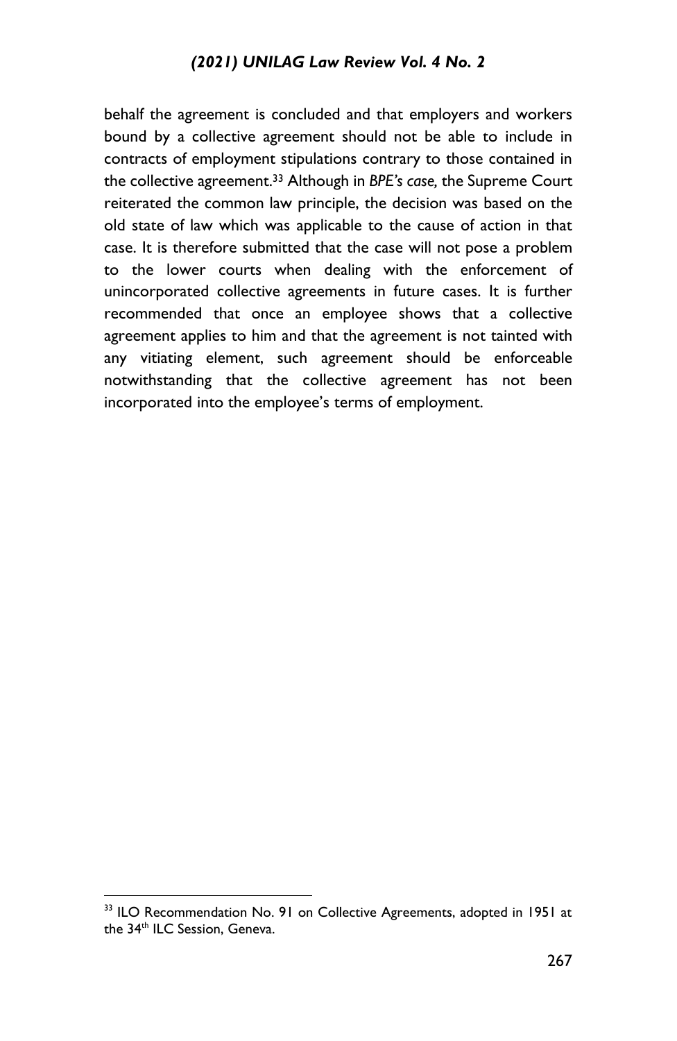behalf the agreement is concluded and that employers and workers bound by a collective agreement should not be able to include in contracts of employment stipulations contrary to those contained in the collective agreement.[33] Although in *BPE's case,* the Supreme Court reiterated the common law principle, the decision was based on the old state of law which was applicable to the cause of action in that case. It is therefore submitted that the case will not pose a problem to the lower courts when dealing with the enforcement of unincorporated collective agreements in future cases. It is further recommended that once an employee shows that a collective agreement applies to him and that the agreement is not tainted with any vitiating element, such agreement should be enforceable notwithstanding that the collective agreement has not been incorporated into the employee's terms of employment.

---

[33] ILO Recommendation No. 91 on Collective Agreements, adopted in 1951 at the 34th ILC Session, Geneva.